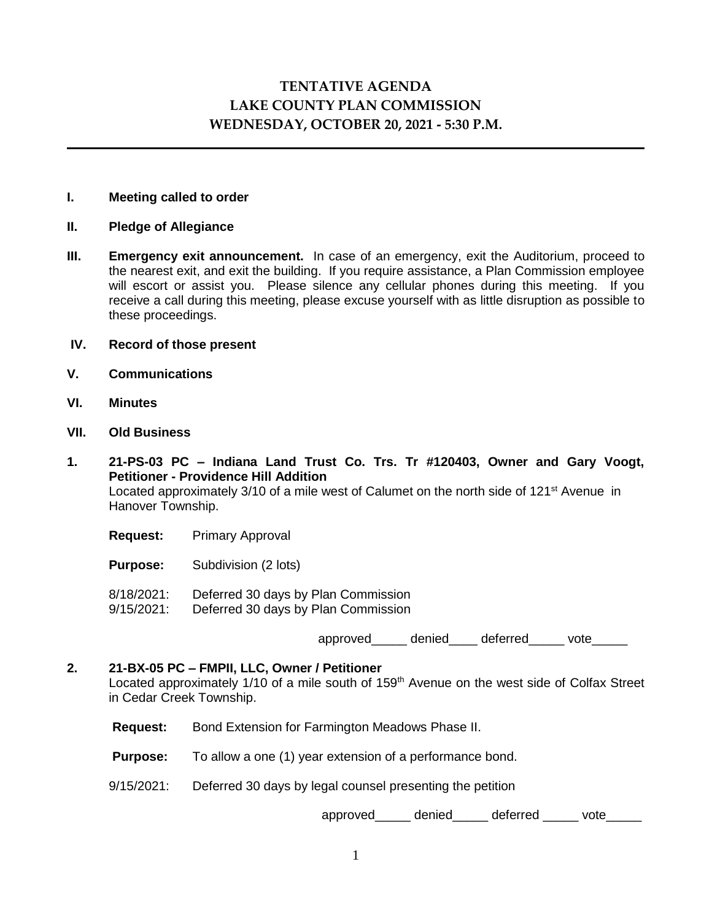# TENTATIVE AGENDA
# LAKE COUNTY PLAN COMMISSION
# WEDNESDAY, OCTOBER 20, 2021 - 5:30 P.M.

---

**I. Meeting called to order**

**II. Pledge of Allegiance**

**III. Emergency exit announcement.** In case of an emergency, exit the Auditorium, proceed to the nearest exit, and exit the building. If you require assistance, a Plan Commission employee will escort or assist you. Please silence any cellular phones during this meeting. If you receive a call during this meeting, please excuse yourself with as little disruption as possible to these proceedings.

**IV. Record of those present**

**V. Communications**

**VI. Minutes**

**VII. Old Business**

**1. 21-PS-03 PC – Indiana Land Trust Co. Trs. Tr #120403, Owner and Gary Voogt, Petitioner - Providence Hill Addition**

Located approximately 3/10 of a mile west of Calumet on the north side of 121st Avenue in Hanover Township.

**Request:** Primary Approval

**Purpose:** Subdivision (2 lots)

8/18/2021: Deferred 30 days by Plan Commission
9/15/2021: Deferred 30 days by Plan Commission

approved_____ denied____ deferred_____ vote_____

**2. 21-BX-05 PC – FMPII, LLC, Owner / Petitioner**

Located approximately 1/10 of a mile south of 159th Avenue on the west side of Colfax Street in Cedar Creek Township.

**Request:** Bond Extension for Farmington Meadows Phase II.

**Purpose:** To allow a one (1) year extension of a performance bond.

9/15/2021: Deferred 30 days by legal counsel presenting the petition

approved_____ denied_____ deferred _____ vote_____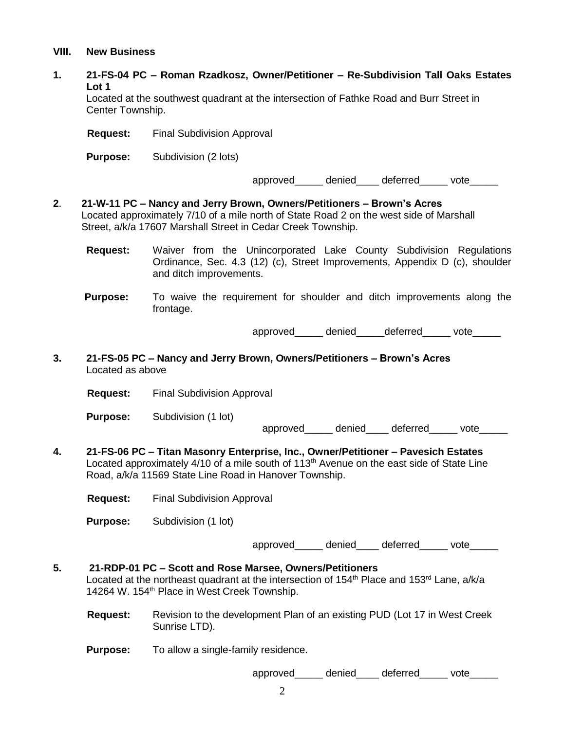## VIII. New Business

**1. 21-FS-04 PC – Roman Rzadkosz, Owner/Petitioner – Re-Subdivision Tall Oaks Estates Lot 1**

Located at the southwest quadrant at the intersection of Fathke Road and Burr Street in Center Township.

**Request:** Final Subdivision Approval

**Purpose:** Subdivision (2 lots)

approved_____ denied____ deferred_____ vote_____

**2. 21-W-11 PC – Nancy and Jerry Brown, Owners/Petitioners – Brown's Acres**

Located approximately 7/10 of a mile north of State Road 2 on the west side of Marshall Street, a/k/a 17607 Marshall Street in Cedar Creek Township.

**Request:** Waiver from the Unincorporated Lake County Subdivision Regulations Ordinance, Sec. 4.3 (12) (c), Street Improvements, Appendix D (c), shoulder and ditch improvements.

**Purpose:** To waive the requirement for shoulder and ditch improvements along the frontage.

approved_____ denied_____deferred_____ vote_____

**3. 21-FS-05 PC – Nancy and Jerry Brown, Owners/Petitioners – Brown's Acres**

Located as above

**Request:** Final Subdivision Approval

**Purpose:** Subdivision (1 lot)

approved_____ denied____ deferred_____ vote_____

**4. 21-FS-06 PC – Titan Masonry Enterprise, Inc., Owner/Petitioner – Pavesich Estates**

Located approximately 4/10 of a mile south of 113th Avenue on the east side of State Line Road, a/k/a 11569 State Line Road in Hanover Township.

**Request:** Final Subdivision Approval

**Purpose:** Subdivision (1 lot)

approved_____ denied____ deferred_____ vote_____

**5. 21-RDP-01 PC – Scott and Rose Marsee, Owners/Petitioners**

Located at the northeast quadrant at the intersection of 154th Place and 153rd Lane, a/k/a 14264 W. 154th Place in West Creek Township.

**Request:** Revision to the development Plan of an existing PUD (Lot 17 in West Creek Sunrise LTD).

**Purpose:** To allow a single-family residence.

approved_____ denied____ deferred_____ vote_____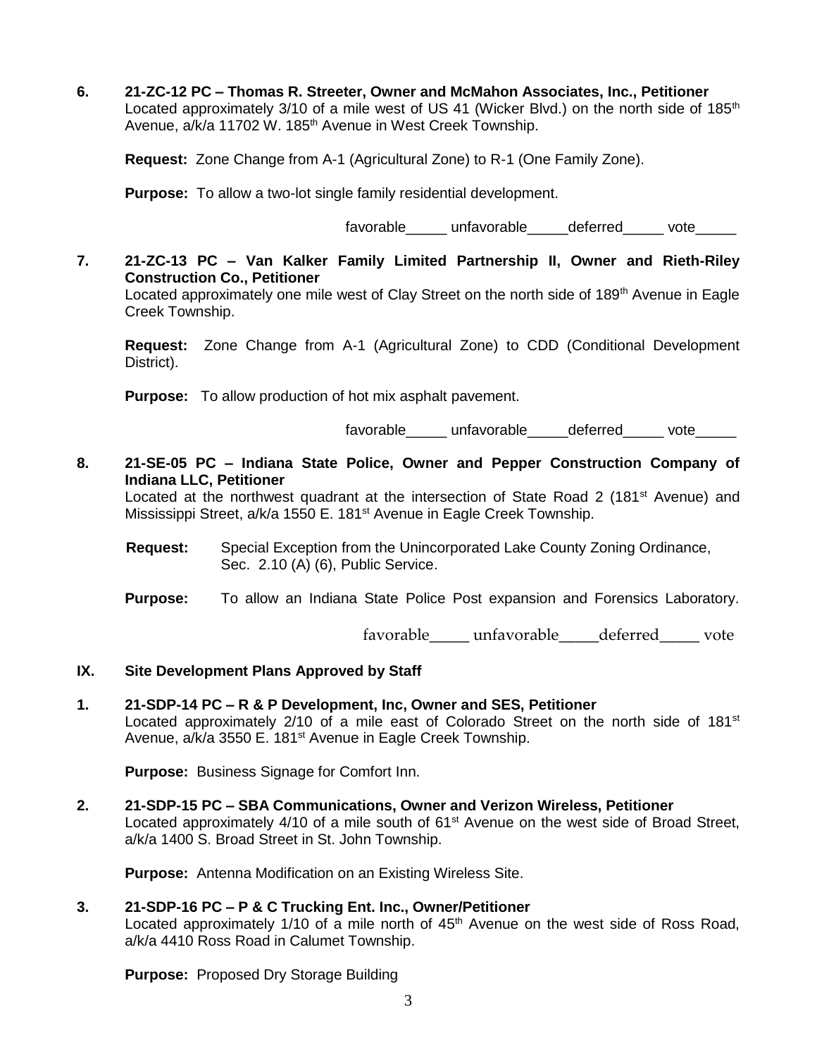**6. 21-ZC-12 PC – Thomas R. Streeter, Owner and McMahon Associates, Inc., Petitioner**
Located approximately 3/10 of a mile west of US 41 (Wicker Blvd.) on the north side of 185th Avenue, a/k/a 11702 W. 185th Avenue in West Creek Township.

**Request:** Zone Change from A-1 (Agricultural Zone) to R-1 (One Family Zone).

**Purpose:** To allow a two-lot single family residential development.

favorable_____ unfavorable_____deferred_____ vote_____

**7. 21-ZC-13 PC – Van Kalker Family Limited Partnership II, Owner and Rieth-Riley Construction Co., Petitioner**
Located approximately one mile west of Clay Street on the north side of 189th Avenue in Eagle Creek Township.

**Request:** Zone Change from A-1 (Agricultural Zone) to CDD (Conditional Development District).

**Purpose:** To allow production of hot mix asphalt pavement.

favorable_____ unfavorable_____deferred_____ vote_____

**8. 21-SE-05 PC – Indiana State Police, Owner and Pepper Construction Company of Indiana LLC, Petitioner**
Located at the northwest quadrant at the intersection of State Road 2 (181st Avenue) and Mississippi Street, a/k/a 1550 E. 181st Avenue in Eagle Creek Township.

**Request:** Special Exception from the Unincorporated Lake County Zoning Ordinance, Sec. 2.10 (A) (6), Public Service.

**Purpose:** To allow an Indiana State Police Post expansion and Forensics Laboratory.

favorable_____ unfavorable_____deferred_____ vote

## IX. Site Development Plans Approved by Staff

**1. 21-SDP-14 PC – R & P Development, Inc, Owner and SES, Petitioner**
Located approximately 2/10 of a mile east of Colorado Street on the north side of 181st Avenue, a/k/a 3550 E. 181st Avenue in Eagle Creek Township.

**Purpose:** Business Signage for Comfort Inn.

**2. 21-SDP-15 PC – SBA Communications, Owner and Verizon Wireless, Petitioner**
Located approximately 4/10 of a mile south of 61st Avenue on the west side of Broad Street, a/k/a 1400 S. Broad Street in St. John Township.

**Purpose:** Antenna Modification on an Existing Wireless Site.

**3. 21-SDP-16 PC – P & C Trucking Ent. Inc., Owner/Petitioner**
Located approximately 1/10 of a mile north of 45th Avenue on the west side of Ross Road, a/k/a 4410 Ross Road in Calumet Township.

**Purpose:** Proposed Dry Storage Building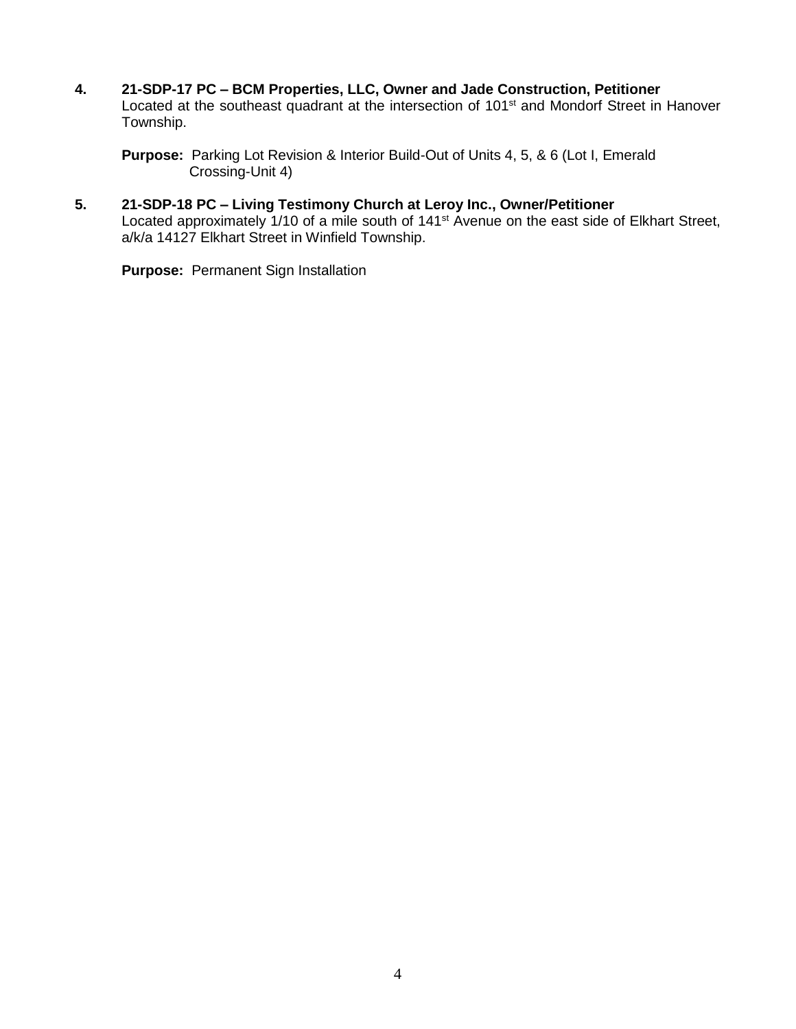**4. 21-SDP-17 PC – BCM Properties, LLC, Owner and Jade Construction, Petitioner**
Located at the southeast quadrant at the intersection of 101st and Mondorf Street in Hanover Township.

**Purpose:** Parking Lot Revision & Interior Build-Out of Units 4, 5, & 6 (Lot I, Emerald Crossing-Unit 4)

**5. 21-SDP-18 PC – Living Testimony Church at Leroy Inc., Owner/Petitioner**
Located approximately 1/10 of a mile south of 141st Avenue on the east side of Elkhart Street, a/k/a 14127 Elkhart Street in Winfield Township.

**Purpose:** Permanent Sign Installation